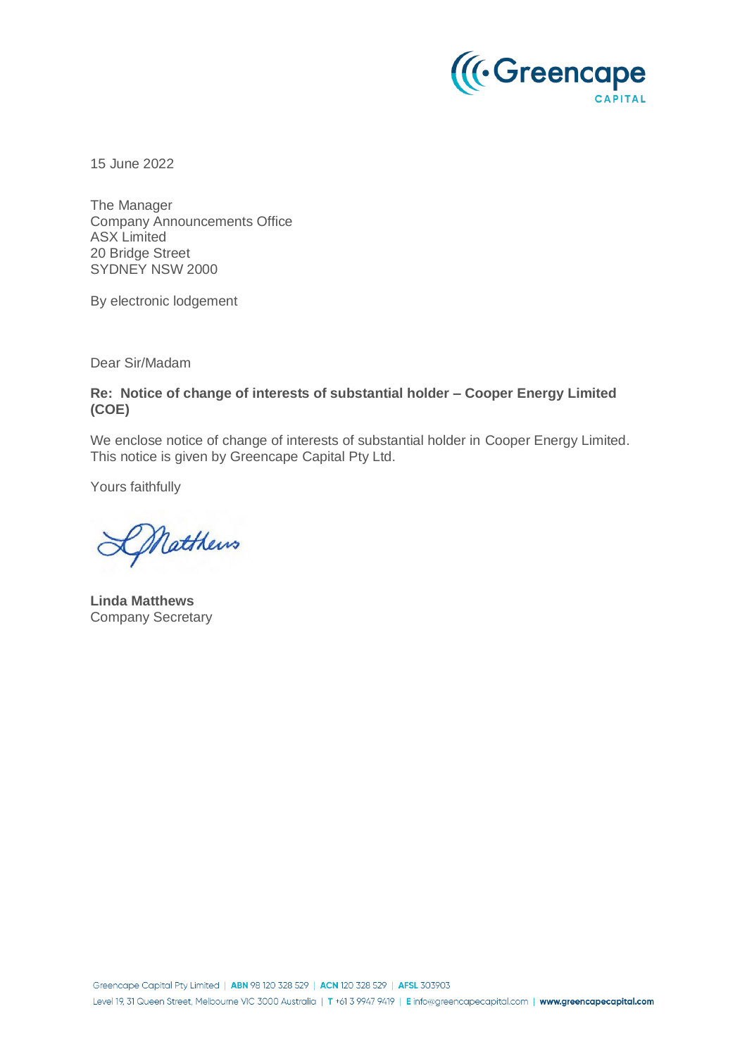15 June 2022

The Manager
Company Announcements Office
ASX Limited
20 Bridge Street
SYDNEY NSW 2000

By electronic lodgement

Dear Sir/Madam

**Re: Notice of change of interests of substantial holder – Cooper Energy Limited (COE)**

We enclose notice of change of interests of substantial holder in Cooper Energy Limited. This notice is given by Greencape Capital Pty Ltd.

Yours faithfully

**Linda Matthews**
Company Secretary

Greencape Capital Pty Limited | ABN 98 120 328 529 | ACN 120 328 529 | AFSL 303903
Level 19, 31 Queen Street, Melbourne VIC 3000 Australia | T +61 3 9947 9419 | E info@greencapecapital.com | www.greencapecapital.com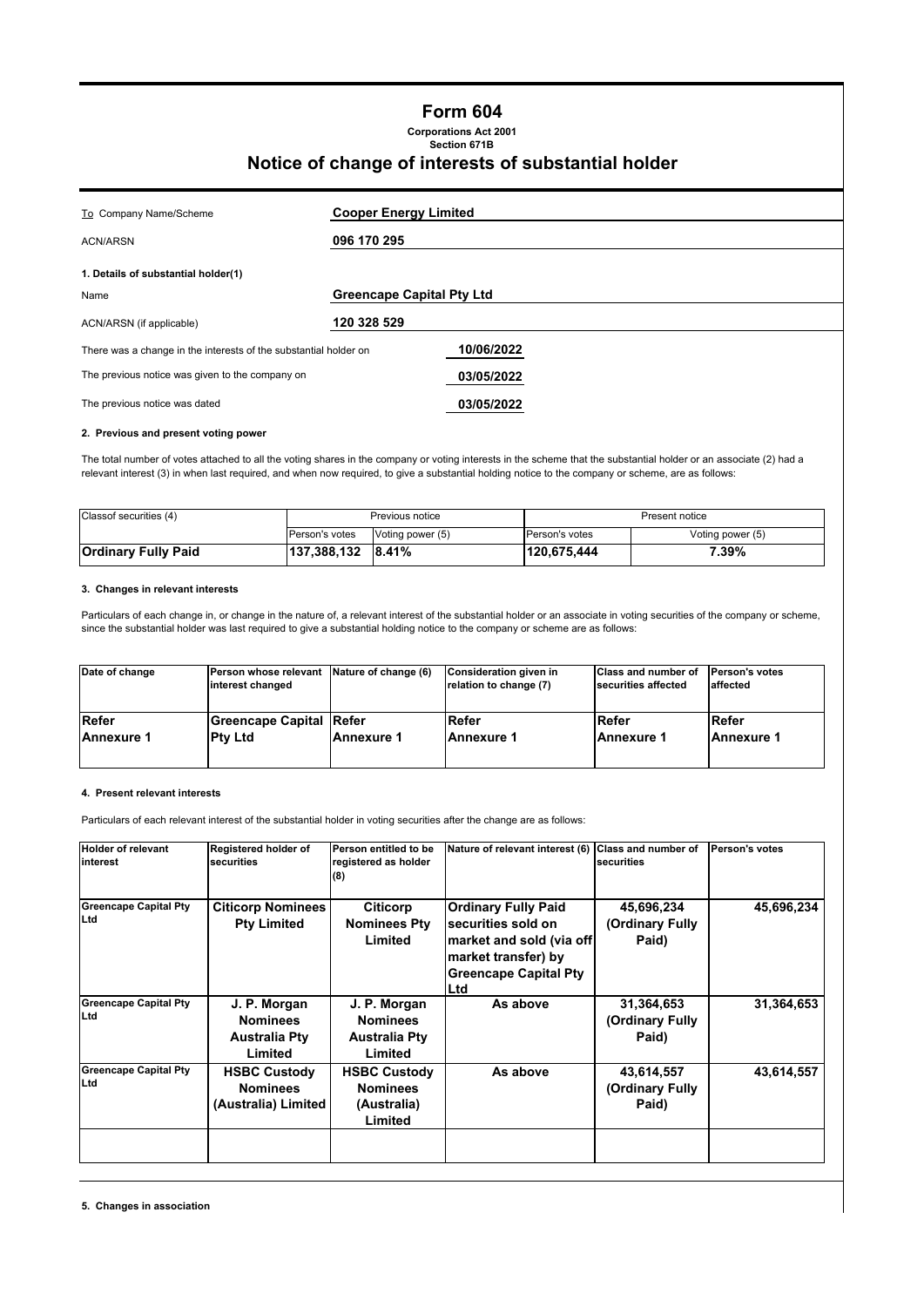# Form 604

**Corporations Act 2001**
**Section 671B**

## Notice of change of interests of substantial holder

| | |
|---|---|
| To Company Name/Scheme | **Cooper Energy Limited** |
| ACN/ARSN | **096 170 295** |

**1. Details of substantial holder(1)**

| | |
|---|---|
| Name | **Greencape Capital Pty Ltd** |
| ACN/ARSN (if applicable) | **120 328 529** |
| There was a change in the interests of the substantial holder on | **10/06/2022** |
| The previous notice was given to the company on | **03/05/2022** |
| The previous notice was dated | **03/05/2022** |

**2. Previous and present voting power**

The total number of votes attached to all the voting shares in the company or voting interests in the scheme that the substantial holder or an associate (2) had a relevant interest (3) in when last required, and when now required, to give a substantial holding notice to the company or scheme, are as follows:

| Classof securities (4) | Previous notice | | Present notice | |
|---|---|---|---|---|
| | Person's votes | Voting power (5) | Person's votes | Voting power (5) |
| **Ordinary Fully Paid** | **137,388,132** | **8.41%** | **120,675,444** | **7.39%** |

**3. Changes in relevant interests**

Particulars of each change in, or change in the nature of, a relevant interest of the substantial holder or an associate in voting securities of the company or scheme, since the substantial holder was last required to give a substantial holding notice to the company or scheme are as follows:

| Date of change | Person whose relevant interest changed | Nature of change (6) | Consideration given in relation to change (7) | Class and number of securities affected | Person's votes affected |
|---|---|---|---|---|---|
| **Refer Annexure 1** | **Greencape Capital Pty Ltd** | **Refer Annexure 1** | **Refer Annexure 1** | **Refer Annexure 1** | **Refer Annexure 1** |

**4. Present relevant interests**

Particulars of each relevant interest of the substantial holder in voting securities after the change are as follows:

| Holder of relevant interest | Registered holder of securities | Person entitled to be registered as holder (8) | Nature of relevant interest (6) | Class and number of securities | Person's votes |
|---|---|---|---|---|---|
| **Greencape Capital Pty Ltd** | **Citicorp Nominees Pty Limited** | **Citicorp Nominees Pty Limited** | **Ordinary Fully Paid securities sold on market and sold (via off market transfer) by Greencape Capital Pty Ltd** | **45,696,234 (Ordinary Fully Paid)** | **45,696,234** |
| **Greencape Capital Pty Ltd** | **J. P. Morgan Nominees Australia Pty Limited** | **J. P. Morgan Nominees Australia Pty Limited** | **As above** | **31,364,653 (Ordinary Fully Paid)** | **31,364,653** |
| **Greencape Capital Pty Ltd** | **HSBC Custody Nominees (Australia) Limited** | **HSBC Custody Nominees (Australia) Limited** | **As above** | **43,614,557 (Ordinary Fully Paid)** | **43,614,557** |
| | | | | | |

**5. Changes in association**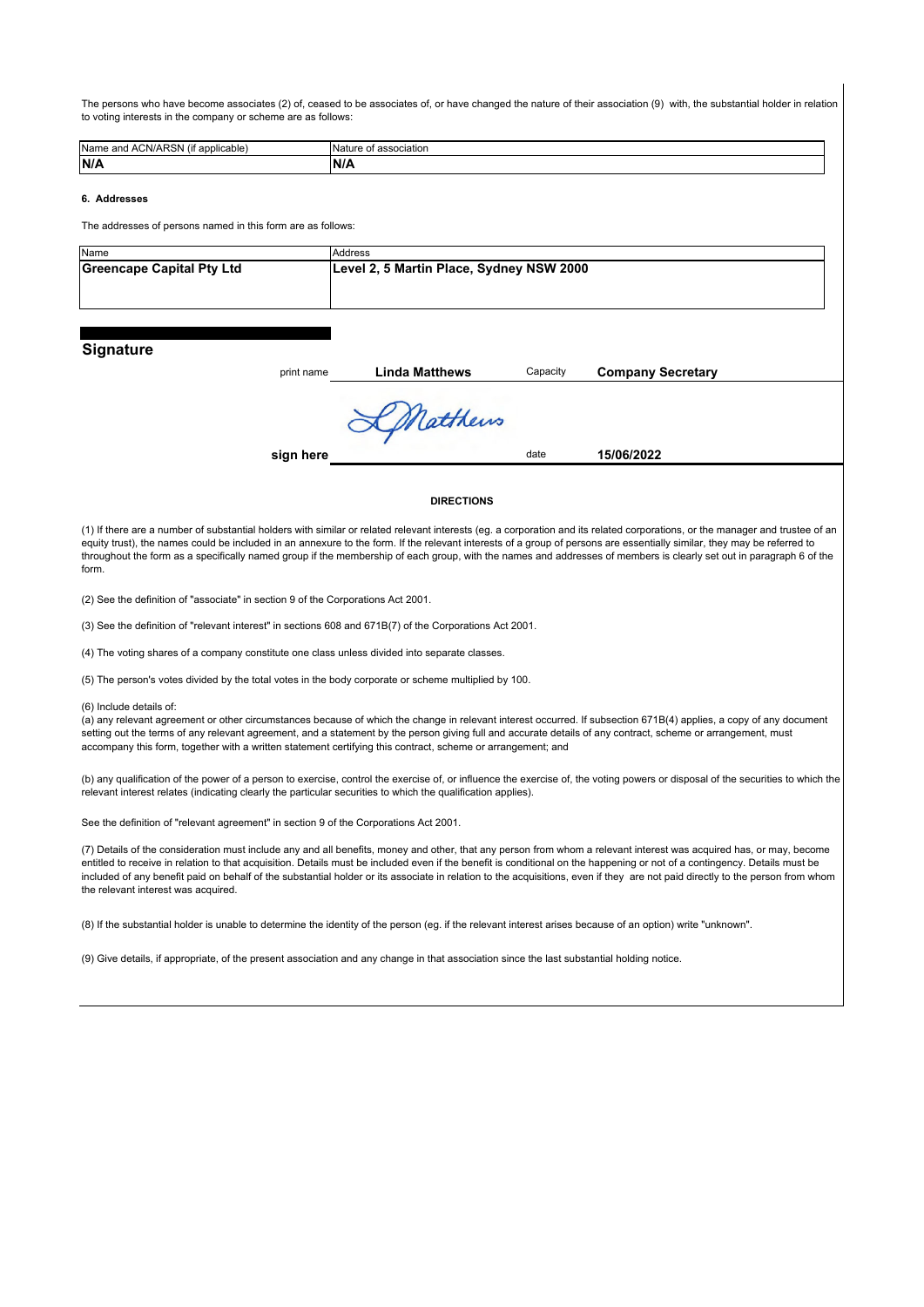The persons who have become associates (2) of, ceased to be associates of, or have changed the nature of their association (9) with, the substantial holder in relation to voting interests in the company or scheme are as follows:

| Name and ACN/ARSN (if applicable) | Nature of association |
|---|---|
| **N/A** | **N/A** |

**6. Addresses**

The addresses of persons named in this form are as follows:

| Name | Address |
|---|---|
| **Greencape Capital Pty Ltd** | **Level 2, 5 Martin Place, Sydney NSW 2000** |

## Signature

| | | | |
|---|---|---|---|
| print name | **Linda Matthews** | Capacity | **Company Secretary** |
| **sign here** | LMatthews | date | **15/06/2022** |

**DIRECTIONS**

(1) If there are a number of substantial holders with similar or related relevant interests (eg. a corporation and its related corporations, or the manager and trustee of an equity trust), the names could be included in an annexure to the form. If the relevant interests of a group of persons are essentially similar, they may be referred to throughout the form as a specifically named group if the membership of each group, with the names and addresses of members is clearly set out in paragraph 6 of the form.

(2) See the definition of "associate" in section 9 of the Corporations Act 2001.

(3) See the definition of "relevant interest" in sections 608 and 671B(7) of the Corporations Act 2001.

(4) The voting shares of a company constitute one class unless divided into separate classes.

(5) The person's votes divided by the total votes in the body corporate or scheme multiplied by 100.

(6) Include details of:
(a) any relevant agreement or other circumstances because of which the change in relevant interest occurred. If subsection 671B(4) applies, a copy of any document setting out the terms of any relevant agreement, and a statement by the person giving full and accurate details of any contract, scheme or arrangement, must accompany this form, together with a written statement certifying this contract, scheme or arrangement; and

(b) any qualification of the power of a person to exercise, control the exercise of, or influence the exercise of, the voting powers or disposal of the securities to which the relevant interest relates (indicating clearly the particular securities to which the qualification applies).

See the definition of "relevant agreement" in section 9 of the Corporations Act 2001.

(7) Details of the consideration must include any and all benefits, money and other, that any person from whom a relevant interest was acquired has, or may, become entitled to receive in relation to that acquisition. Details must be included even if the benefit is conditional on the happening or not of a contingency. Details must be included of any benefit paid on behalf of the substantial holder or its associate in relation to the acquisitions, even if they are not paid directly to the person from whom the relevant interest was acquired.

(8) If the substantial holder is unable to determine the identity of the person (eg. if the relevant interest arises because of an option) write "unknown".

(9) Give details, if appropriate, of the present association and any change in that association since the last substantial holding notice.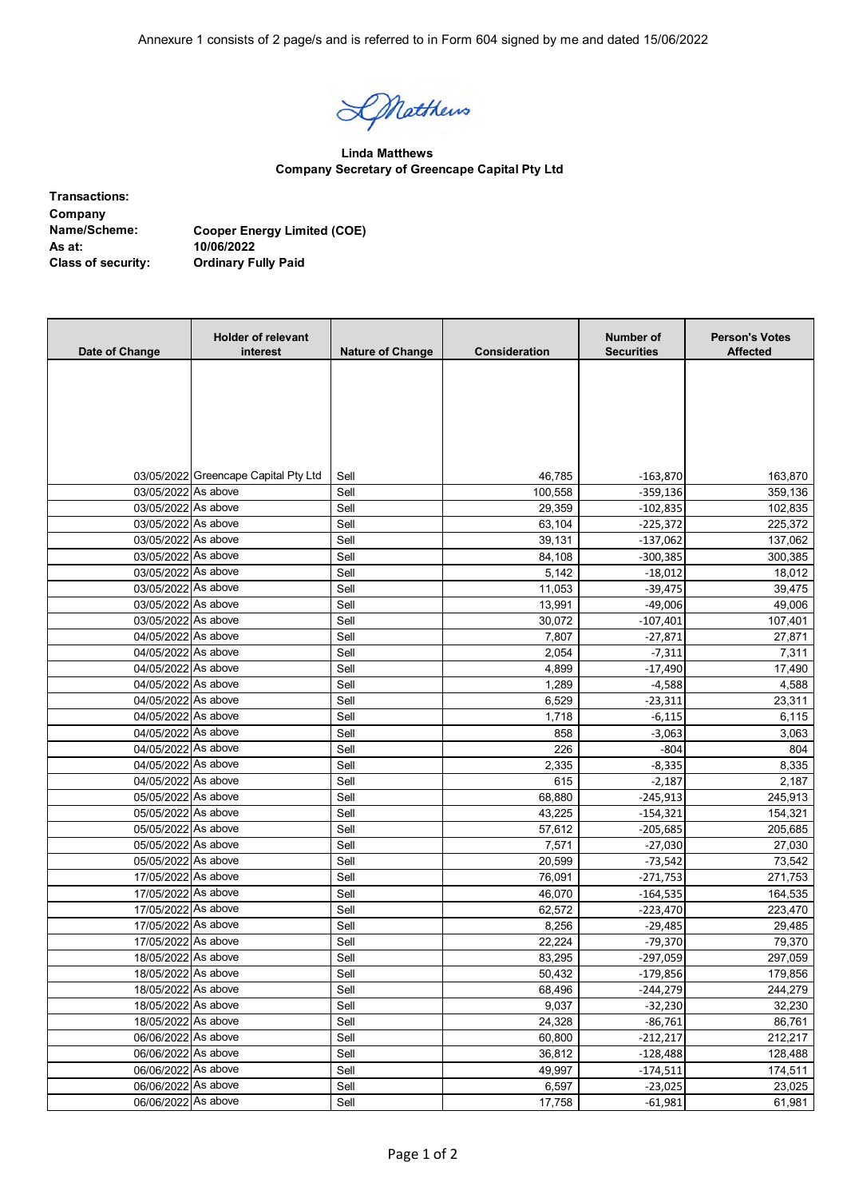Annexure 1 consists of 2 page/s and is referred to in Form 604 signed by me and dated 15/06/2022

Linda Matthews
**Company Secretary of Greencape Capital Pty Ltd**

| | |
|---|---|
| **Transactions:** | |
| **Company Name/Scheme:** | **Cooper Energy Limited (COE)** |
| **As at:** | **10/06/2022** |
| **Class of security:** | **Ordinary Fully Paid** |

| Date of Change | Holder of relevant interest | Nature of Change | Consideration | Number of Securities | Person's Votes Affected |
|---|---|---|---|---|---|
| 03/05/2022 | Greencape Capital Pty Ltd | Sell | 46,785 | -163,870 | 163,870 |
| 03/05/2022 | As above | Sell | 100,558 | -359,136 | 359,136 |
| 03/05/2022 | As above | Sell | 29,359 | -102,835 | 102,835 |
| 03/05/2022 | As above | Sell | 63,104 | -225,372 | 225,372 |
| 03/05/2022 | As above | Sell | 39,131 | -137,062 | 137,062 |
| 03/05/2022 | As above | Sell | 84,108 | -300,385 | 300,385 |
| 03/05/2022 | As above | Sell | 5,142 | -18,012 | 18,012 |
| 03/05/2022 | As above | Sell | 11,053 | -39,475 | 39,475 |
| 03/05/2022 | As above | Sell | 13,991 | -49,006 | 49,006 |
| 03/05/2022 | As above | Sell | 30,072 | -107,401 | 107,401 |
| 04/05/2022 | As above | Sell | 7,807 | -27,871 | 27,871 |
| 04/05/2022 | As above | Sell | 2,054 | -7,311 | 7,311 |
| 04/05/2022 | As above | Sell | 4,899 | -17,490 | 17,490 |
| 04/05/2022 | As above | Sell | 1,289 | -4,588 | 4,588 |
| 04/05/2022 | As above | Sell | 6,529 | -23,311 | 23,311 |
| 04/05/2022 | As above | Sell | 1,718 | -6,115 | 6,115 |
| 04/05/2022 | As above | Sell | 858 | -3,063 | 3,063 |
| 04/05/2022 | As above | Sell | 226 | -804 | 804 |
| 04/05/2022 | As above | Sell | 2,335 | -8,335 | 8,335 |
| 04/05/2022 | As above | Sell | 615 | -2,187 | 2,187 |
| 05/05/2022 | As above | Sell | 68,880 | -245,913 | 245,913 |
| 05/05/2022 | As above | Sell | 43,225 | -154,321 | 154,321 |
| 05/05/2022 | As above | Sell | 57,612 | -205,685 | 205,685 |
| 05/05/2022 | As above | Sell | 7,571 | -27,030 | 27,030 |
| 05/05/2022 | As above | Sell | 20,599 | -73,542 | 73,542 |
| 17/05/2022 | As above | Sell | 76,091 | -271,753 | 271,753 |
| 17/05/2022 | As above | Sell | 46,070 | -164,535 | 164,535 |
| 17/05/2022 | As above | Sell | 62,572 | -223,470 | 223,470 |
| 17/05/2022 | As above | Sell | 8,256 | -29,485 | 29,485 |
| 17/05/2022 | As above | Sell | 22,224 | -79,370 | 79,370 |
| 18/05/2022 | As above | Sell | 83,295 | -297,059 | 297,059 |
| 18/05/2022 | As above | Sell | 50,432 | -179,856 | 179,856 |
| 18/05/2022 | As above | Sell | 68,496 | -244,279 | 244,279 |
| 18/05/2022 | As above | Sell | 9,037 | -32,230 | 32,230 |
| 18/05/2022 | As above | Sell | 24,328 | -86,761 | 86,761 |
| 06/06/2022 | As above | Sell | 60,800 | -212,217 | 212,217 |
| 06/06/2022 | As above | Sell | 36,812 | -128,488 | 128,488 |
| 06/06/2022 | As above | Sell | 49,997 | -174,511 | 174,511 |
| 06/06/2022 | As above | Sell | 6,597 | -23,025 | 23,025 |
| 06/06/2022 | As above | Sell | 17,758 | -61,981 | 61,981 |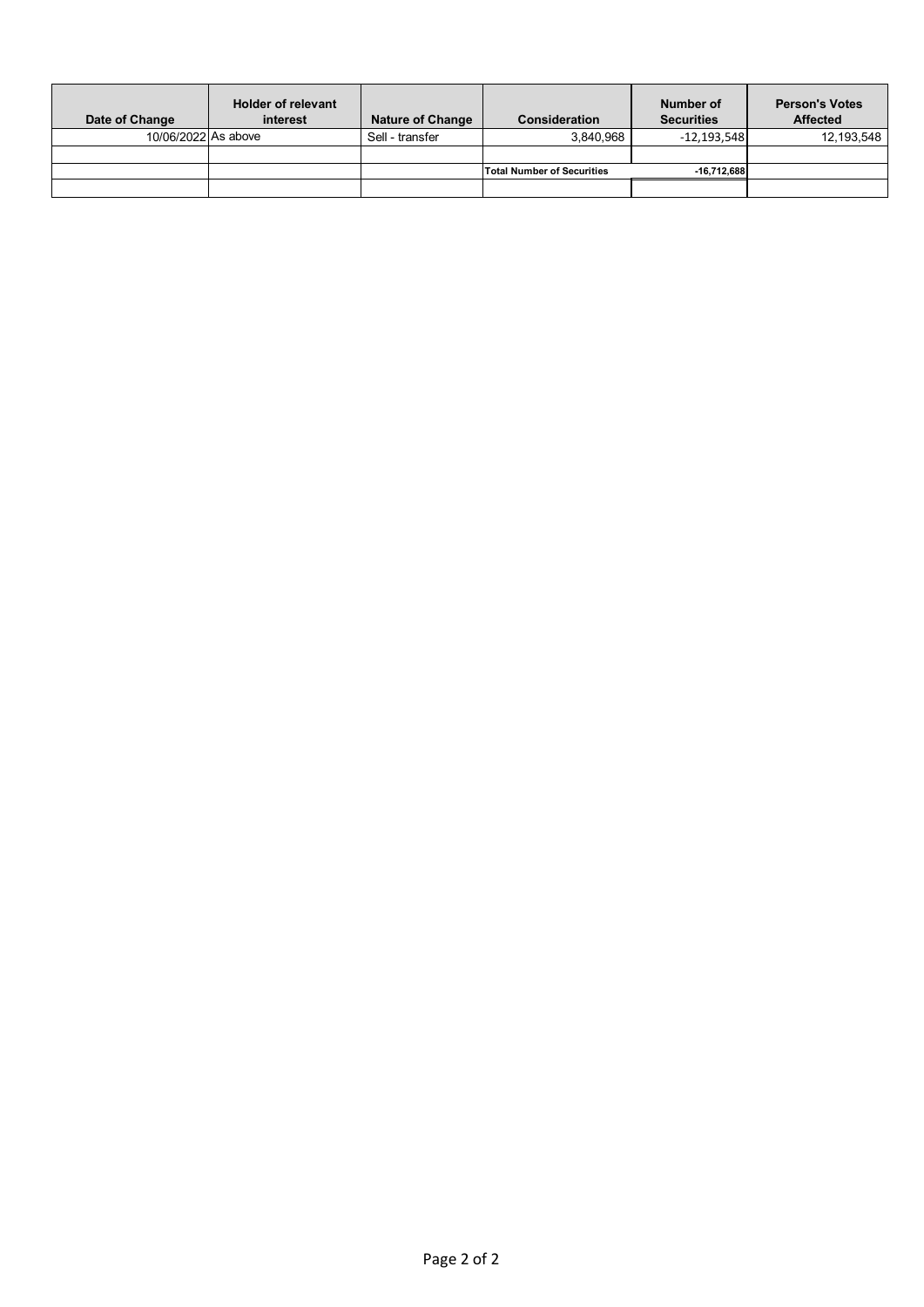| Date of Change | Holder of relevant interest | Nature of Change | Consideration | Number of Securities | Person's Votes Affected |
|---|---|---|---|---|---|
| 10/06/2022 | As above | Sell - transfer | 3,840,968 | -12,193,548 | 12,193,548 |
| | | | | | |
| | | | Total Number of Securities | -16,712,688 | |
| | | | | | |